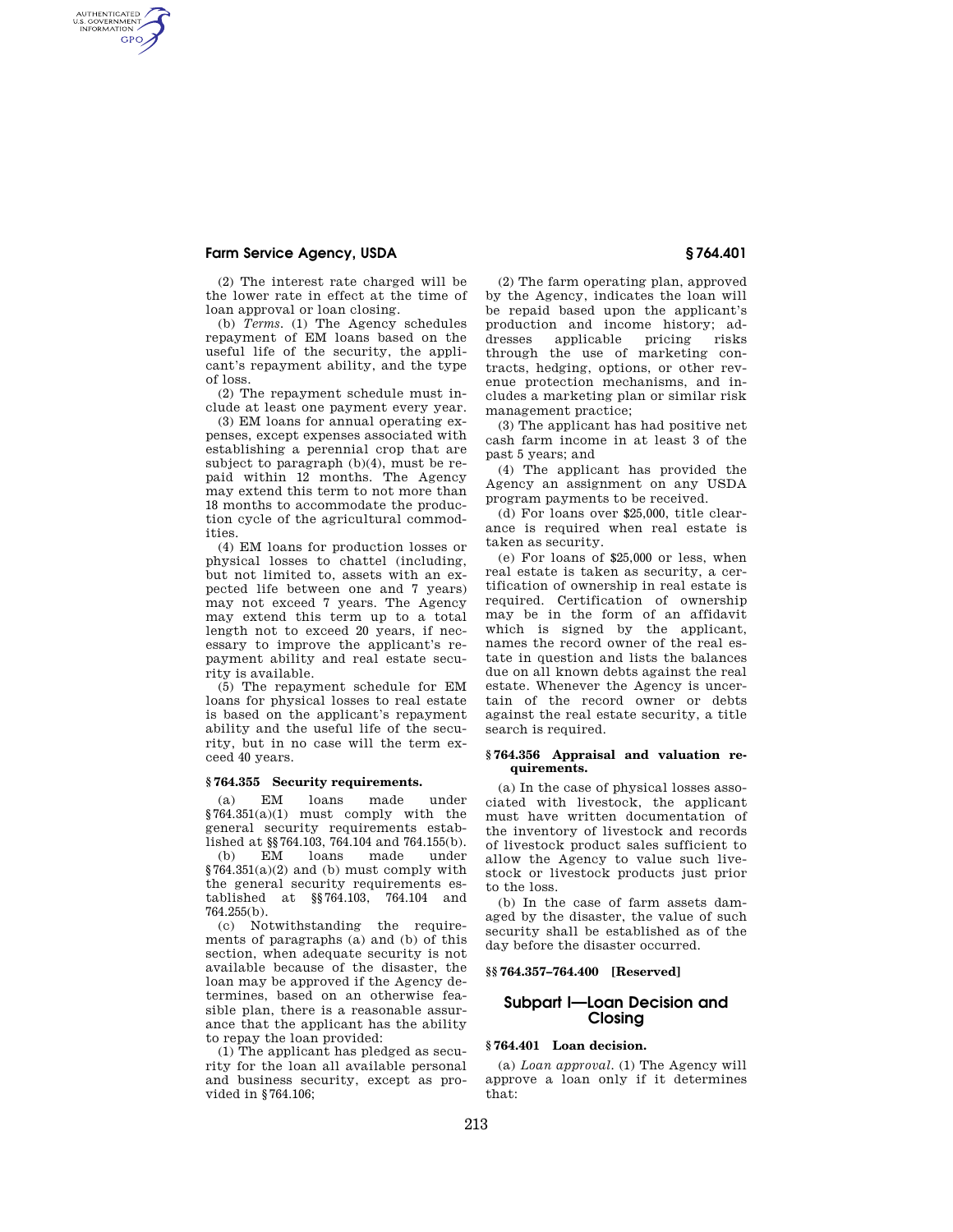(2) The interest rate charged will be the lower rate in effect at the time of loan approval or loan closing.

(b) *Terms.* (1) The Agency schedules repayment of EM loans based on the useful life of the security, the applicant's repayment ability, and the type of loss.

(2) The repayment schedule must include at least one payment every year.

(3) EM loans for annual operating expenses, except expenses associated with establishing a perennial crop that are subject to paragraph (b)(4), must be repaid within 12 months. The Agency may extend this term to not more than 18 months to accommodate the production cycle of the agricultural commodities.

(4) EM loans for production losses or physical losses to chattel (including, but not limited to, assets with an expected life between one and 7 years) may not exceed 7 years. The Agency may extend this term up to a total length not to exceed 20 years, if necessary to improve the applicant's repayment ability and real estate security is available.

(5) The repayment schedule for EM loans for physical losses to real estate is based on the applicant's repayment ability and the useful life of the security, but in no case will the term exceed 40 years.

### § 764.355 Security requirements.

(a) EM loans made under §764.351(a)(1) must comply with the general security requirements established at §§764.103, 764.104 and 764.155(b).

(b) EM loans made under §764.351(a)(2) and (b) must comply with the general security requirements established at §§764.103, 764.104 and 764.255(b).

(c) Notwithstanding the requirements of paragraphs (a) and (b) of this section, when adequate security is not available because of the disaster, the loan may be approved if the Agency determines, based on an otherwise feasible plan, there is a reasonable assurance that the applicant has the ability to repay the loan provided:

(1) The applicant has pledged as security for the loan all available personal and business security, except as provided in §764.106;

(2) The farm operating plan, approved by the Agency, indicates the loan will be repaid based upon the applicant's production and income history; addresses applicable pricing risks through the use of marketing contracts, hedging, options, or other revenue protection mechanisms, and includes a marketing plan or similar risk management practice;

(3) The applicant has had positive net cash farm income in at least 3 of the past 5 years; and

(4) The applicant has provided the Agency an assignment on any USDA program payments to be received.

(d) For loans over $25,000, title clearance is required when real estate is taken as security.

(e) For loans of $25,000 or less, when real estate is taken as security, a certification of ownership in real estate is required. Certification of ownership may be in the form of an affidavit which is signed by the applicant, names the record owner of the real estate in question and lists the balances due on all known debts against the real estate. Whenever the Agency is uncertain of the record owner or debts against the real estate security, a title search is required.

### § 764.356 Appraisal and valuation requirements.

(a) In the case of physical losses associated with livestock, the applicant must have written documentation of the inventory of livestock and records of livestock product sales sufficient to allow the Agency to value such livestock or livestock products just prior to the loss.

(b) In the case of farm assets damaged by the disaster, the value of such security shall be established as of the day before the disaster occurred.

### §§ 764.357–764.400 [Reserved]

## Subpart I—Loan Decision and Closing

### § 764.401 Loan decision.

(a) *Loan approval.* (1) The Agency will approve a loan only if it determines that: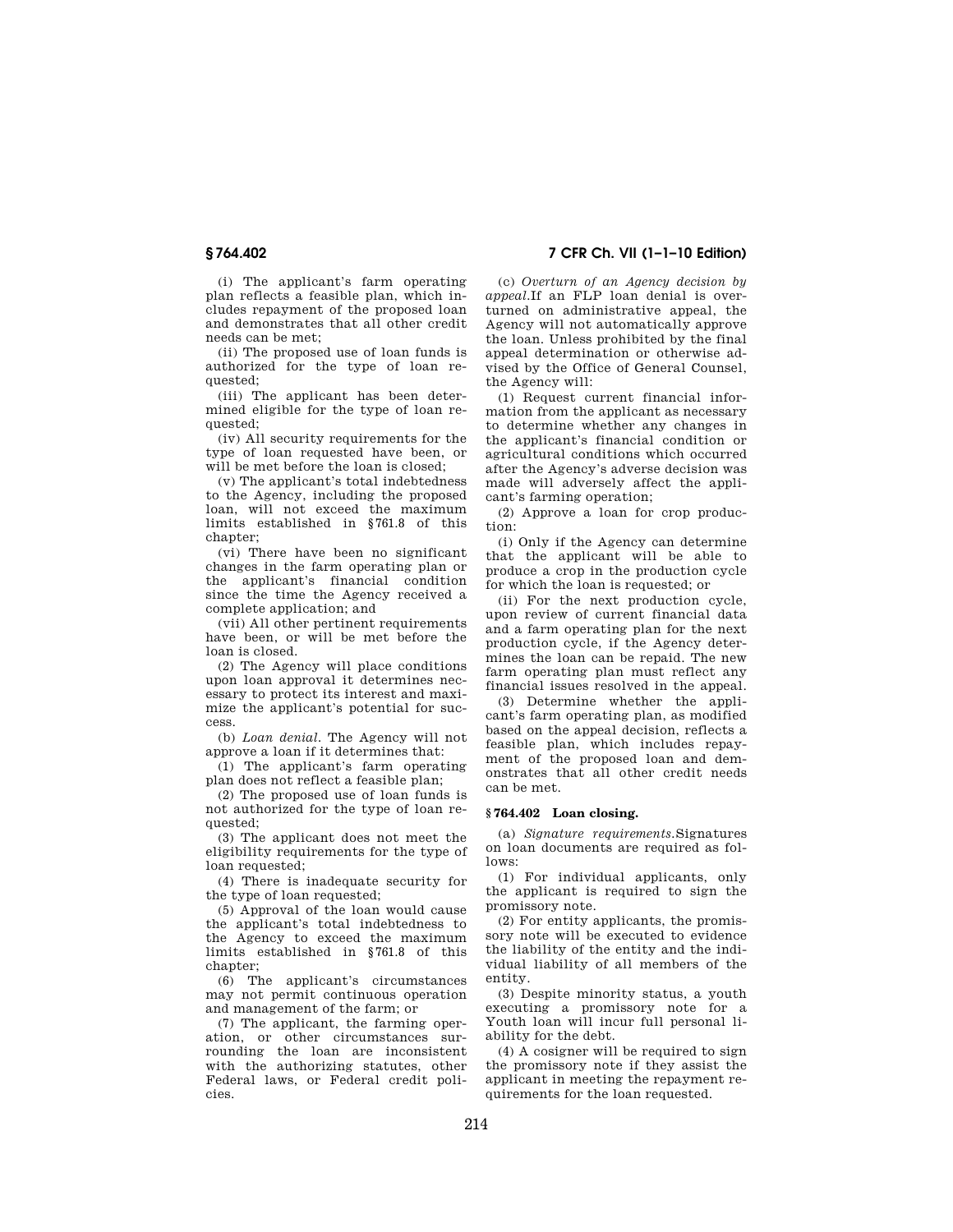(i) The applicant's farm operating plan reflects a feasible plan, which includes repayment of the proposed loan and demonstrates that all other credit needs can be met;

(ii) The proposed use of loan funds is authorized for the type of loan requested;

(iii) The applicant has been determined eligible for the type of loan requested;

(iv) All security requirements for the type of loan requested have been, or will be met before the loan is closed;

(v) The applicant's total indebtedness to the Agency, including the proposed loan, will not exceed the maximum limits established in §761.8 of this chapter;

(vi) There have been no significant changes in the farm operating plan or the applicant's financial condition since the time the Agency received a complete application; and

(vii) All other pertinent requirements have been, or will be met before the loan is closed.

(2) The Agency will place conditions upon loan approval it determines necessary to protect its interest and maximize the applicant's potential for success.

(b) *Loan denial.* The Agency will not approve a loan if it determines that:

(1) The applicant's farm operating plan does not reflect a feasible plan;

(2) The proposed use of loan funds is not authorized for the type of loan requested;

(3) The applicant does not meet the eligibility requirements for the type of loan requested;

(4) There is inadequate security for the type of loan requested;

(5) Approval of the loan would cause the applicant's total indebtedness to the Agency to exceed the maximum limits established in §761.8 of this chapter;

(6) The applicant's circumstances may not permit continuous operation and management of the farm; or

(7) The applicant, the farming operation, or other circumstances surrounding the loan are inconsistent with the authorizing statutes, other Federal laws, or Federal credit policies.

(c) *Overturn of an Agency decision by appeal.*If an FLP loan denial is overturned on administrative appeal, the Agency will not automatically approve the loan. Unless prohibited by the final appeal determination or otherwise advised by the Office of General Counsel, the Agency will:

(1) Request current financial information from the applicant as necessary to determine whether any changes in the applicant's financial condition or agricultural conditions which occurred after the Agency's adverse decision was made will adversely affect the applicant's farming operation;

(2) Approve a loan for crop production:

(i) Only if the Agency can determine that the applicant will be able to produce a crop in the production cycle for which the loan is requested; or

(ii) For the next production cycle, upon review of current financial data and a farm operating plan for the next production cycle, if the Agency determines the loan can be repaid. The new farm operating plan must reflect any financial issues resolved in the appeal.

(3) Determine whether the applicant's farm operating plan, as modified based on the appeal decision, reflects a feasible plan, which includes repayment of the proposed loan and demonstrates that all other credit needs can be met.

### § 764.402 Loan closing.

(a) *Signature requirements.*Signatures on loan documents are required as follows:

(1) For individual applicants, only the applicant is required to sign the promissory note.

(2) For entity applicants, the promissory note will be executed to evidence the liability of the entity and the individual liability of all members of the entity.

(3) Despite minority status, a youth executing a promissory note for a Youth loan will incur full personal liability for the debt.

(4) A cosigner will be required to sign the promissory note if they assist the applicant in meeting the repayment requirements for the loan requested.